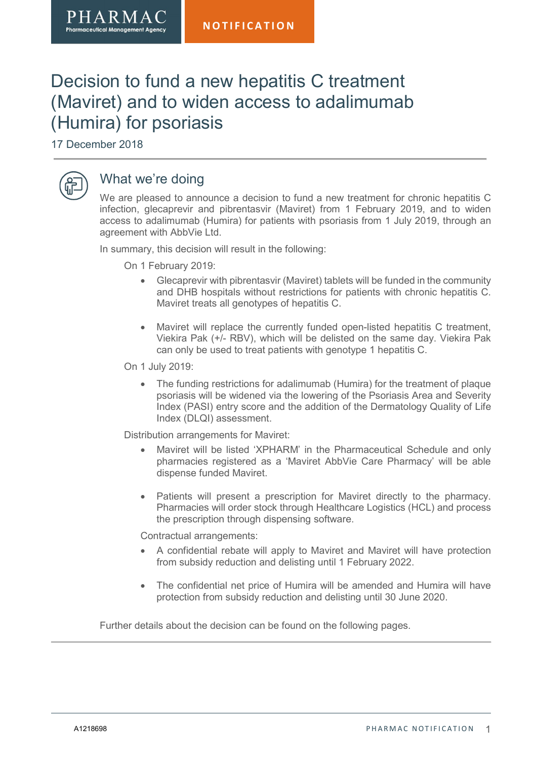PHARMAC
Pharmaceutical Management Agency

NOTIFICATION

# Decision to fund a new hepatitis C treatment (Maviret) and to widen access to adalimumab (Humira) for psoriasis

17 December 2018

## What we're doing

We are pleased to announce a decision to fund a new treatment for chronic hepatitis C infection, glecaprevir and pibrentasvir (Maviret) from 1 February 2019, and to widen access to adalimumab (Humira) for patients with psoriasis from 1 July 2019, through an agreement with AbbVie Ltd.

In summary, this decision will result in the following:

On 1 February 2019:

- Glecaprevir with pibrentasvir (Maviret) tablets will be funded in the community and DHB hospitals without restrictions for patients with chronic hepatitis C. Maviret treats all genotypes of hepatitis C.
- Maviret will replace the currently funded open-listed hepatitis C treatment, Viekira Pak (+/- RBV), which will be delisted on the same day. Viekira Pak can only be used to treat patients with genotype 1 hepatitis C.

On 1 July 2019:

- The funding restrictions for adalimumab (Humira) for the treatment of plaque psoriasis will be widened via the lowering of the Psoriasis Area and Severity Index (PASI) entry score and the addition of the Dermatology Quality of Life Index (DLQI) assessment.

Distribution arrangements for Maviret:

- Maviret will be listed 'XPHARM' in the Pharmaceutical Schedule and only pharmacies registered as a 'Maviret AbbVie Care Pharmacy' will be able dispense funded Maviret.
- Patients will present a prescription for Maviret directly to the pharmacy. Pharmacies will order stock through Healthcare Logistics (HCL) and process the prescription through dispensing software.

Contractual arrangements:

- A confidential rebate will apply to Maviret and Maviret will have protection from subsidy reduction and delisting until 1 February 2022.
- The confidential net price of Humira will be amended and Humira will have protection from subsidy reduction and delisting until 30 June 2020.

Further details about the decision can be found on the following pages.

A1218698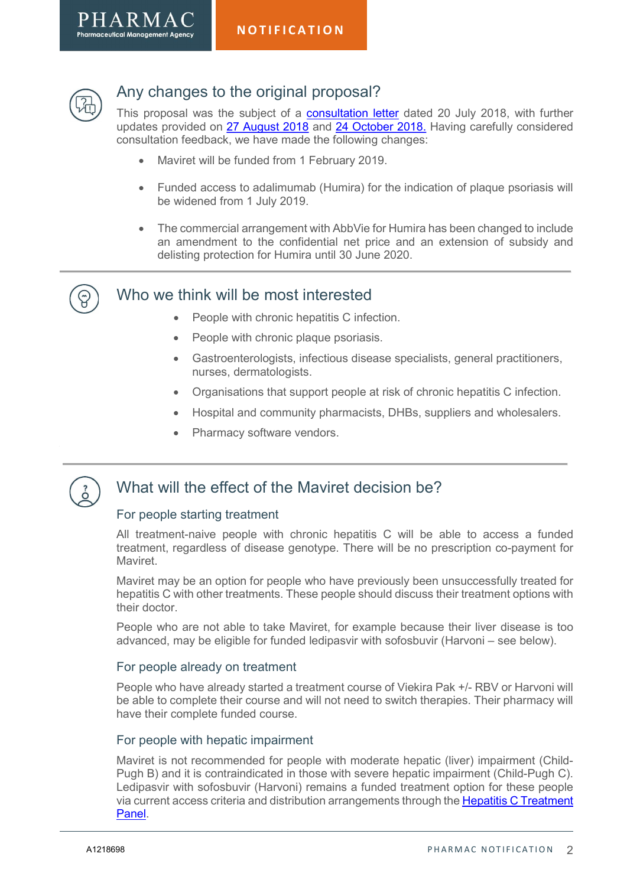## Any changes to the original proposal?

This proposal was the subject of a consultation letter dated 20 July 2018, with further updates provided on 27 August 2018 and 24 October 2018. Having carefully considered consultation feedback, we have made the following changes:

- Maviret will be funded from 1 February 2019.
- Funded access to adalimumab (Humira) for the indication of plaque psoriasis will be widened from 1 July 2019.
- The commercial arrangement with AbbVie for Humira has been changed to include an amendment to the confidential net price and an extension of subsidy and delisting protection for Humira until 30 June 2020.

## Who we think will be most interested

- People with chronic hepatitis C infection.
- People with chronic plaque psoriasis.
- Gastroenterologists, infectious disease specialists, general practitioners, nurses, dermatologists.
- Organisations that support people at risk of chronic hepatitis C infection.
- Hospital and community pharmacists, DHBs, suppliers and wholesalers.
- Pharmacy software vendors.

## What will the effect of the Maviret decision be?

### For people starting treatment

All treatment-naive people with chronic hepatitis C will be able to access a funded treatment, regardless of disease genotype. There will be no prescription co-payment for Maviret.

Maviret may be an option for people who have previously been unsuccessfully treated for hepatitis C with other treatments. These people should discuss their treatment options with their doctor.

People who are not able to take Maviret, for example because their liver disease is too advanced, may be eligible for funded ledipasvir with sofosbuvir (Harvoni – see below).

### For people already on treatment

People who have already started a treatment course of Viekira Pak +/- RBV or Harvoni will be able to complete their course and will not need to switch therapies. Their pharmacy will have their complete funded course.

### For people with hepatic impairment

Maviret is not recommended for people with moderate hepatic (liver) impairment (Child-Pugh B) and it is contraindicated in those with severe hepatic impairment (Child-Pugh C). Ledipasvir with sofosbuvir (Harvoni) remains a funded treatment option for these people via current access criteria and distribution arrangements through the Hepatitis C Treatment Panel.

A1218698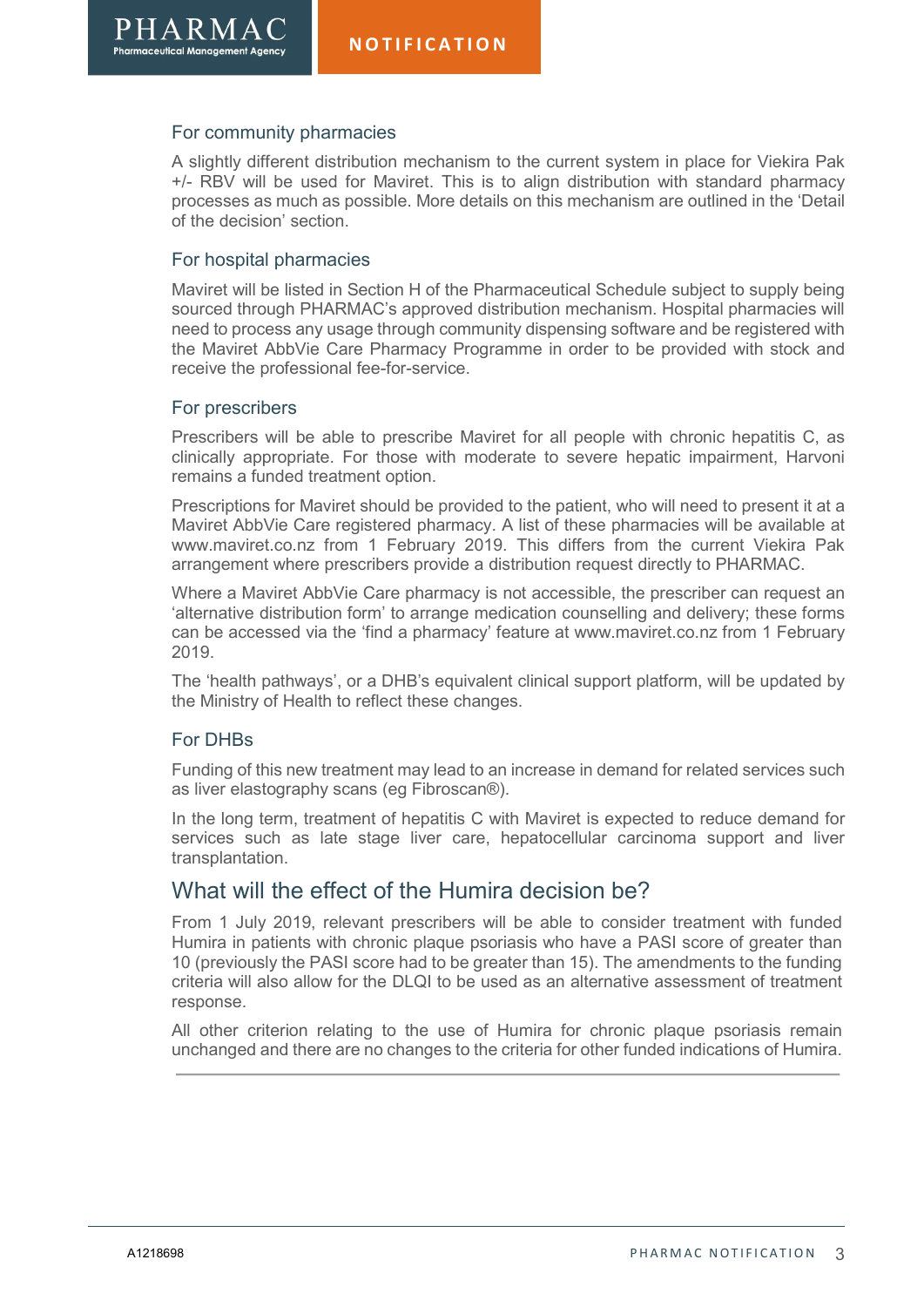### For community pharmacies

A slightly different distribution mechanism to the current system in place for Viekira Pak +/- RBV will be used for Maviret. This is to align distribution with standard pharmacy processes as much as possible. More details on this mechanism are outlined in the 'Detail of the decision' section.

### For hospital pharmacies

Maviret will be listed in Section H of the Pharmaceutical Schedule subject to supply being sourced through PHARMAC's approved distribution mechanism. Hospital pharmacies will need to process any usage through community dispensing software and be registered with the Maviret AbbVie Care Pharmacy Programme in order to be provided with stock and receive the professional fee-for-service.

### For prescribers

Prescribers will be able to prescribe Maviret for all people with chronic hepatitis C, as clinically appropriate. For those with moderate to severe hepatic impairment, Harvoni remains a funded treatment option.

Prescriptions for Maviret should be provided to the patient, who will need to present it at a Maviret AbbVie Care registered pharmacy. A list of these pharmacies will be available at www.maviret.co.nz from 1 February 2019. This differs from the current Viekira Pak arrangement where prescribers provide a distribution request directly to PHARMAC.

Where a Maviret AbbVie Care pharmacy is not accessible, the prescriber can request an 'alternative distribution form' to arrange medication counselling and delivery; these forms can be accessed via the 'find a pharmacy' feature at www.maviret.co.nz from 1 February 2019.

The 'health pathways', or a DHB's equivalent clinical support platform, will be updated by the Ministry of Health to reflect these changes.

### For DHBs

Funding of this new treatment may lead to an increase in demand for related services such as liver elastography scans (eg Fibroscan®).

In the long term, treatment of hepatitis C with Maviret is expected to reduce demand for services such as late stage liver care, hepatocellular carcinoma support and liver transplantation.

## What will the effect of the Humira decision be?

From 1 July 2019, relevant prescribers will be able to consider treatment with funded Humira in patients with chronic plaque psoriasis who have a PASI score of greater than 10 (previously the PASI score had to be greater than 15). The amendments to the funding criteria will also allow for the DLQI to be used as an alternative assessment of treatment response.

All other criterion relating to the use of Humira for chronic plaque psoriasis remain unchanged and there are no changes to the criteria for other funded indications of Humira.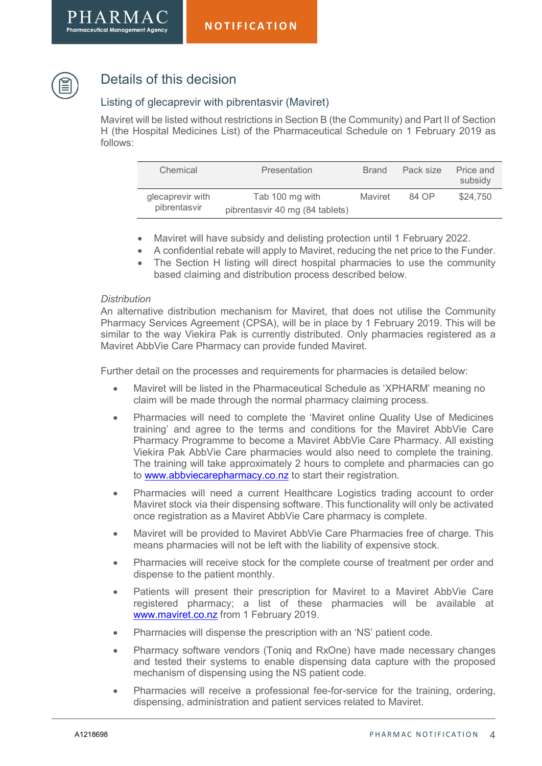## Details of this decision

### Listing of glecaprevir with pibrentasvir (Maviret)

Maviret will be listed without restrictions in Section B (the Community) and Part II of Section H (the Hospital Medicines List) of the Pharmaceutical Schedule on 1 February 2019 as follows:

| Chemical | Presentation | Brand | Pack size | Price and subsidy |
|---|---|---|---|---|
| glecaprevir with pibrentasvir | Tab 100 mg with pibrentasvir 40 mg (84 tablets) | Maviret | 84 OP | $24,750 |

- Maviret will have subsidy and delisting protection until 1 February 2022.
- A confidential rebate will apply to Maviret, reducing the net price to the Funder.
- The Section H listing will direct hospital pharmacies to use the community based claiming and distribution process described below.

*Distribution*

An alternative distribution mechanism for Maviret, that does not utilise the Community Pharmacy Services Agreement (CPSA), will be in place by 1 February 2019. This will be similar to the way Viekira Pak is currently distributed. Only pharmacies registered as a Maviret AbbVie Care Pharmacy can provide funded Maviret.

Further detail on the processes and requirements for pharmacies is detailed below:

- Maviret will be listed in the Pharmaceutical Schedule as 'XPHARM' meaning no claim will be made through the normal pharmacy claiming process.
- Pharmacies will need to complete the 'Maviret online Quality Use of Medicines training' and agree to the terms and conditions for the Maviret AbbVie Care Pharmacy Programme to become a Maviret AbbVie Care Pharmacy. All existing Viekira Pak AbbVie Care pharmacies would also need to complete the training. The training will take approximately 2 hours to complete and pharmacies can go to www.abbviecarepharmacy.co.nz to start their registration.
- Pharmacies will need a current Healthcare Logistics trading account to order Maviret stock via their dispensing software. This functionality will only be activated once registration as a Maviret AbbVie Care pharmacy is complete.
- Maviret will be provided to Maviret AbbVie Care Pharmacies free of charge. This means pharmacies will not be left with the liability of expensive stock.
- Pharmacies will receive stock for the complete course of treatment per order and dispense to the patient monthly.
- Patients will present their prescription for Maviret to a Maviret AbbVie Care registered pharmacy; a list of these pharmacies will be available at www.maviret.co.nz from 1 February 2019.
- Pharmacies will dispense the prescription with an 'NS' patient code.
- Pharmacy software vendors (Toniq and RxOne) have made necessary changes and tested their systems to enable dispensing data capture with the proposed mechanism of dispensing using the NS patient code.
- Pharmacies will receive a professional fee-for-service for the training, ordering, dispensing, administration and patient services related to Maviret.

A1218698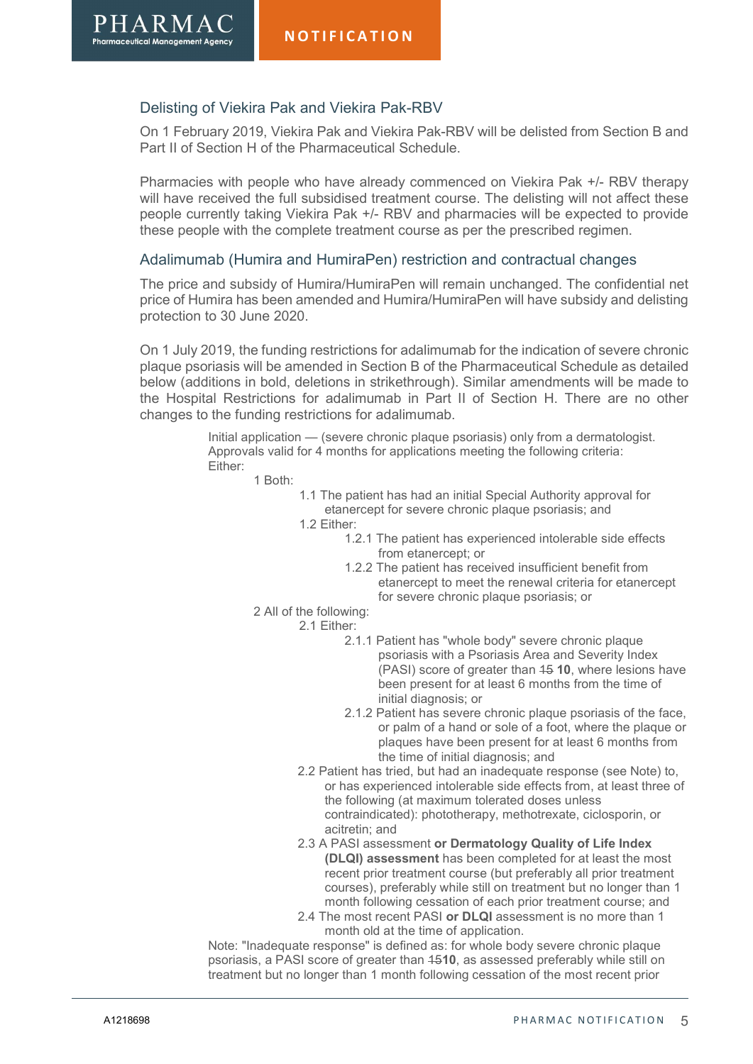## Delisting of Viekira Pak and Viekira Pak-RBV

On 1 February 2019, Viekira Pak and Viekira Pak-RBV will be delisted from Section B and Part II of Section H of the Pharmaceutical Schedule.

Pharmacies with people who have already commenced on Viekira Pak +/- RBV therapy will have received the full subsidised treatment course. The delisting will not affect these people currently taking Viekira Pak +/- RBV and pharmacies will be expected to provide these people with the complete treatment course as per the prescribed regimen.

## Adalimumab (Humira and HumiraPen) restriction and contractual changes

The price and subsidy of Humira/HumiraPen will remain unchanged. The confidential net price of Humira has been amended and Humira/HumiraPen will have subsidy and delisting protection to 30 June 2020.

On 1 July 2019, the funding restrictions for adalimumab for the indication of severe chronic plaque psoriasis will be amended in Section B of the Pharmaceutical Schedule as detailed below (additions in bold, deletions in strikethrough). Similar amendments will be made to the Hospital Restrictions for adalimumab in Part II of Section H. There are no other changes to the funding restrictions for adalimumab.

> Initial application — (severe chronic plaque psoriasis) only from a dermatologist. Approvals valid for 4 months for applications meeting the following criteria:
> Either:
>
> 1 Both:
>   - 1.1 The patient has had an initial Special Authority approval for etanercept for severe chronic plaque psoriasis; and
>   - 1.2 Either:
>     - 1.2.1 The patient has experienced intolerable side effects from etanercept; or
>     - 1.2.2 The patient has received insufficient benefit from etanercept to meet the renewal criteria for etanercept for severe chronic plaque psoriasis; or
>
> 2 All of the following:
>   - 2.1 Either:
>     - 2.1.1 Patient has "whole body" severe chronic plaque psoriasis with a Psoriasis Area and Severity Index (PASI) score of greater than ~~15~~ **10**, where lesions have been present for at least 6 months from the time of initial diagnosis; or
>     - 2.1.2 Patient has severe chronic plaque psoriasis of the face, or palm of a hand or sole of a foot, where the plaque or plaques have been present for at least 6 months from the time of initial diagnosis; and
>   - 2.2 Patient has tried, but had an inadequate response (see Note) to, or has experienced intolerable side effects from, at least three of the following (at maximum tolerated doses unless contraindicated): phototherapy, methotrexate, ciclosporin, or acitretin; and
>   - 2.3 A PASI assessment **or Dermatology Quality of Life Index (DLQI) assessment** has been completed for at least the most recent prior treatment course (but preferably all prior treatment courses), preferably while still on treatment but no longer than 1 month following cessation of each prior treatment course; and
>   - 2.4 The most recent PASI **or DLQI** assessment is no more than 1 month old at the time of application.
>
> Note: "Inadequate response" is defined as: for whole body severe chronic plaque psoriasis, a PASI score of greater than ~~15~~**10**, as assessed preferably while still on treatment but no longer than 1 month following cessation of the most recent prior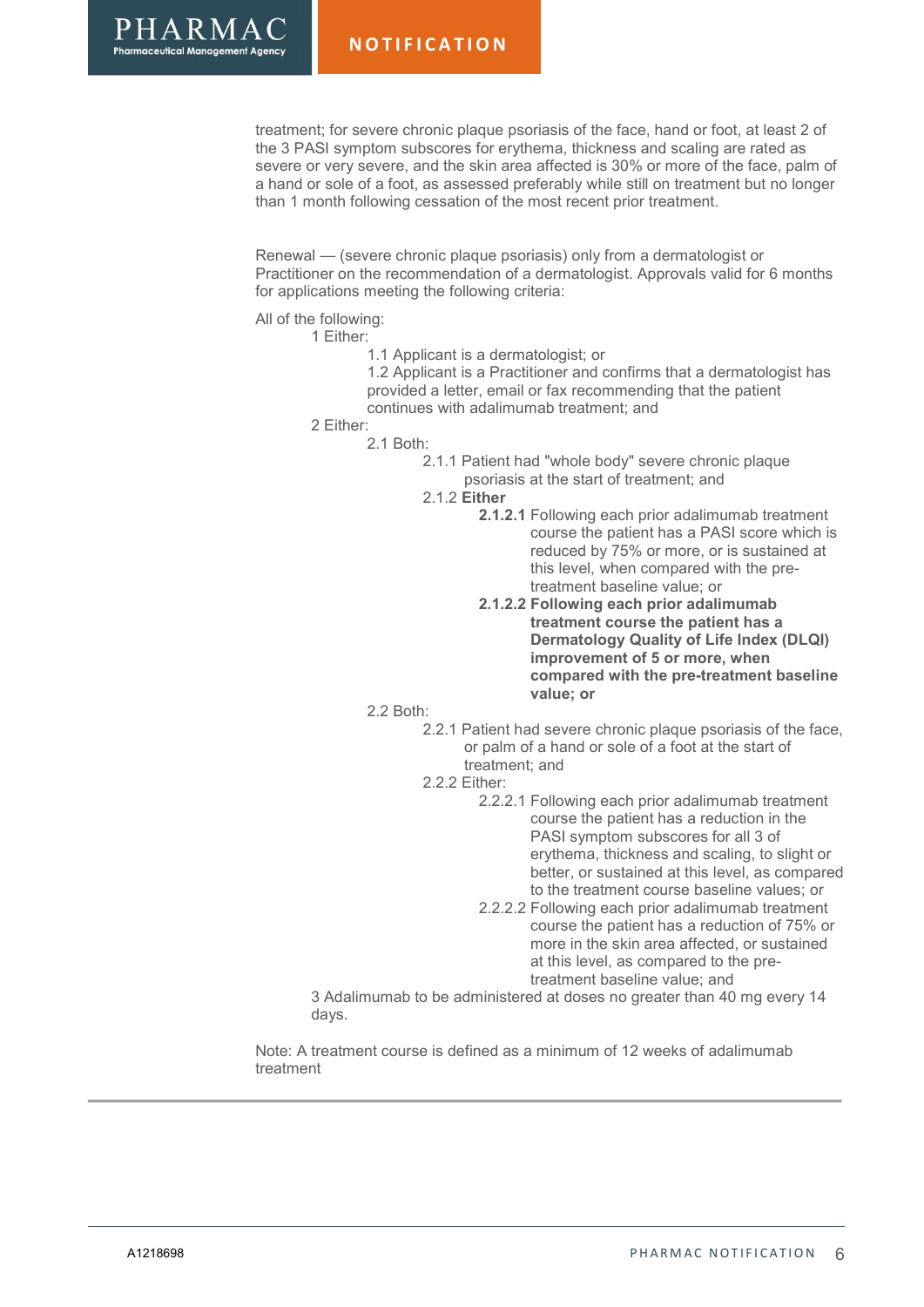treatment; for severe chronic plaque psoriasis of the face, hand or foot, at least 2 of the 3 PASI symptom subscores for erythema, thickness and scaling are rated as severe or very severe, and the skin area affected is 30% or more of the face, palm of a hand or sole of a foot, as assessed preferably while still on treatment but no longer than 1 month following cessation of the most recent prior treatment.

Renewal — (severe chronic plaque psoriasis) only from a dermatologist or Practitioner on the recommendation of a dermatologist. Approvals valid for 6 months for applications meeting the following criteria:

All of the following:

- 1 Either:
  - 1.1 Applicant is a dermatologist; or
  - 1.2 Applicant is a Practitioner and confirms that a dermatologist has provided a letter, email or fax recommending that the patient continues with adalimumab treatment; and
- 2 Either:
  - 2.1 Both:
    - 2.1.1 Patient had "whole body" severe chronic plaque psoriasis at the start of treatment; and
    - 2.1.2 **Either**
      - **2.1.2.1** Following each prior adalimumab treatment course the patient has a PASI score which is reduced by 75% or more, or is sustained at this level, when compared with the pre-treatment baseline value; or
      - **2.1.2.2 Following each prior adalimumab treatment course the patient has a Dermatology Quality of Life Index (DLQI) improvement of 5 or more, when compared with the pre-treatment baseline value; or**
  - 2.2 Both:
    - 2.2.1 Patient had severe chronic plaque psoriasis of the face, or palm of a hand or sole of a foot at the start of treatment; and
    - 2.2.2 Either:
      - 2.2.2.1 Following each prior adalimumab treatment course the patient has a reduction in the PASI symptom subscores for all 3 of erythema, thickness and scaling, to slight or better, or sustained at this level, as compared to the treatment course baseline values; or
      - 2.2.2.2 Following each prior adalimumab treatment course the patient has a reduction of 75% or more in the skin area affected, or sustained at this level, as compared to the pre-treatment baseline value; and
- 3 Adalimumab to be administered at doses no greater than 40 mg every 14 days.

Note: A treatment course is defined as a minimum of 12 weeks of adalimumab treatment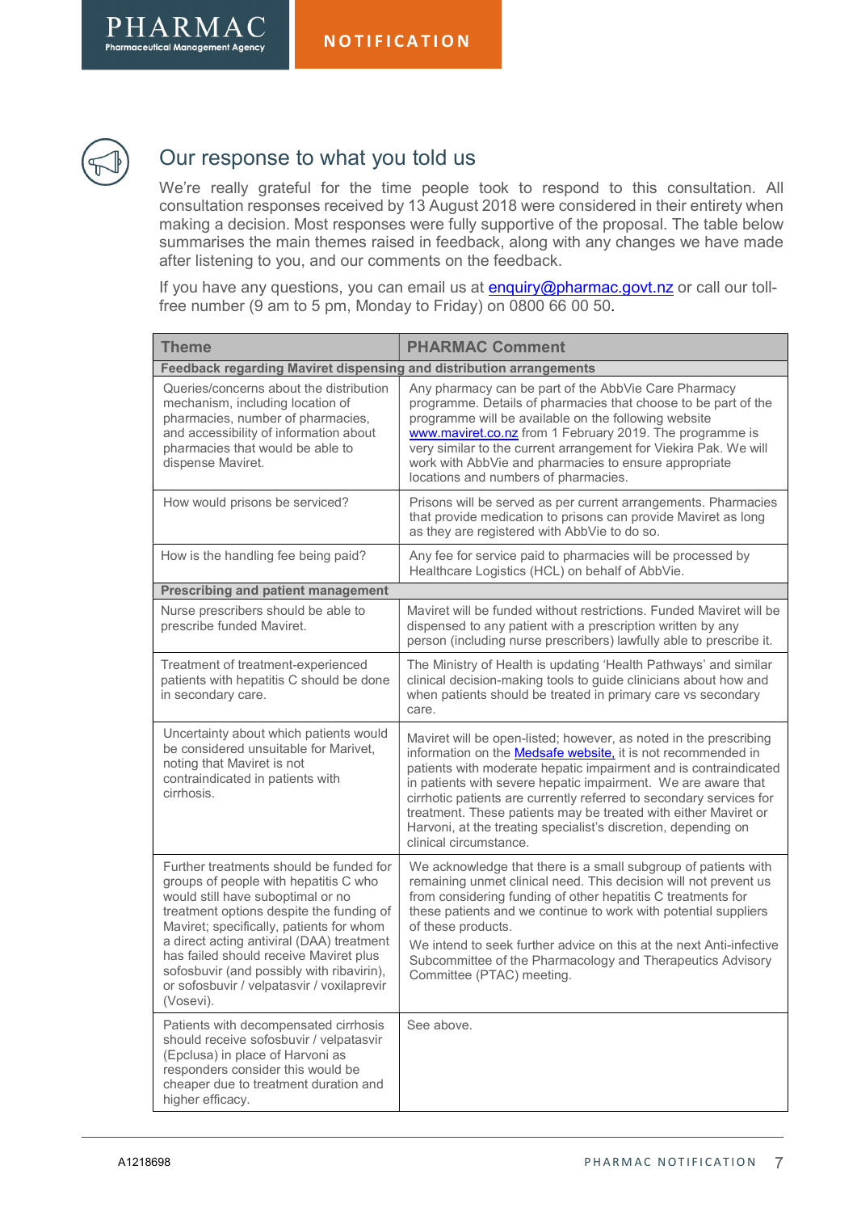## Our response to what you told us

We're really grateful for the time people took to respond to this consultation. All consultation responses received by 13 August 2018 were considered in their entirety when making a decision. Most responses were fully supportive of the proposal. The table below summarises the main themes raised in feedback, along with any changes we have made after listening to you, and our comments on the feedback.

If you have any questions, you can email us at enquiry@pharmac.govt.nz or call our toll-free number (9 am to 5 pm, Monday to Friday) on 0800 66 00 50.

| Theme | PHARMAC Comment |
|---|---|
| **Feedback regarding Mavirert dispensing and distribution arrangements** | |
| Queries/concerns about the distribution mechanism, including location of pharmacies, number of pharmacies, and accessibility of information about pharmacies that would be able to dispense Maviret. | Any pharmacy can be part of the AbbVie Care Pharmacy programme. Details of pharmacies that choose to be part of the programme will be available on the following website www.maviret.co.nz from 1 February 2019. The programme is very similar to the current arrangement for Viekira Pak. We will work with AbbVie and pharmacies to ensure appropriate locations and numbers of pharmacies. |
| How would prisons be serviced? | Prisons will be served as per current arrangements. Pharmacies that provide medication to prisons can provide Maviret as long as they are registered with AbbVie to do so. |
| How is the handling fee being paid? | Any fee for service paid to pharmacies will be processed by Healthcare Logistics (HCL) on behalf of AbbVie. |
| **Prescribing and patient management** | |
| Nurse prescribers should be able to prescribe funded Maviret. | Maviret will be funded without restrictions. Funded Maviret will be dispensed to any patient with a prescription written by any person (including nurse prescribers) lawfully able to prescribe it. |
| Treatment of treatment-experienced patients with hepatitis C should be done in secondary care. | The Ministry of Health is updating 'Health Pathways' and similar clinical decision-making tools to guide clinicians about how and when patients should be treated in primary care vs secondary care. |
| Uncertainty about which patients would be considered unsuitable for Maviret, noting that Maviret is not contraindicated in patients with cirrhosis. | Maviret will be open-listed; however, as noted in the prescribing information on the Medsafe website, it is not recommended in patients with moderate hepatic impairment and is contraindicated in patients with severe hepatic impairment. We are aware that cirrhotic patients are currently referred to secondary services for treatment. These patients may be treated with either Maviret or Harvoni, at the treating specialist's discretion, depending on clinical circumstance. |
| Further treatments should be funded for groups of people with hepatitis C who would still have suboptimal or no treatment options despite the funding of Maviret; specifically, patients for whom a direct acting antiviral (DAA) treatment has failed should receive Maviret plus sofosbuvir (and possibly with ribavirin), or sofosbuvir / velpatasvir / voxilaprevir (Vosevi). | We acknowledge that there is a small subgroup of patients with remaining unmet clinical need. This decision will not prevent us from considering funding of other hepatitis C treatments for these patients and we continue to work with potential suppliers of these products.<br><br>We intend to seek further advice on this at the next Anti-infective Subcommittee of the Pharmacology and Therapeutics Advisory Committee (PTAC) meeting. |
| Patients with decompensated cirrhosis should receive sofosbuvir / velpatasvir (Epclusa) in place of Harvoni as responders consider this would be cheaper due to treatment duration and higher efficacy. | See above. |

A1218698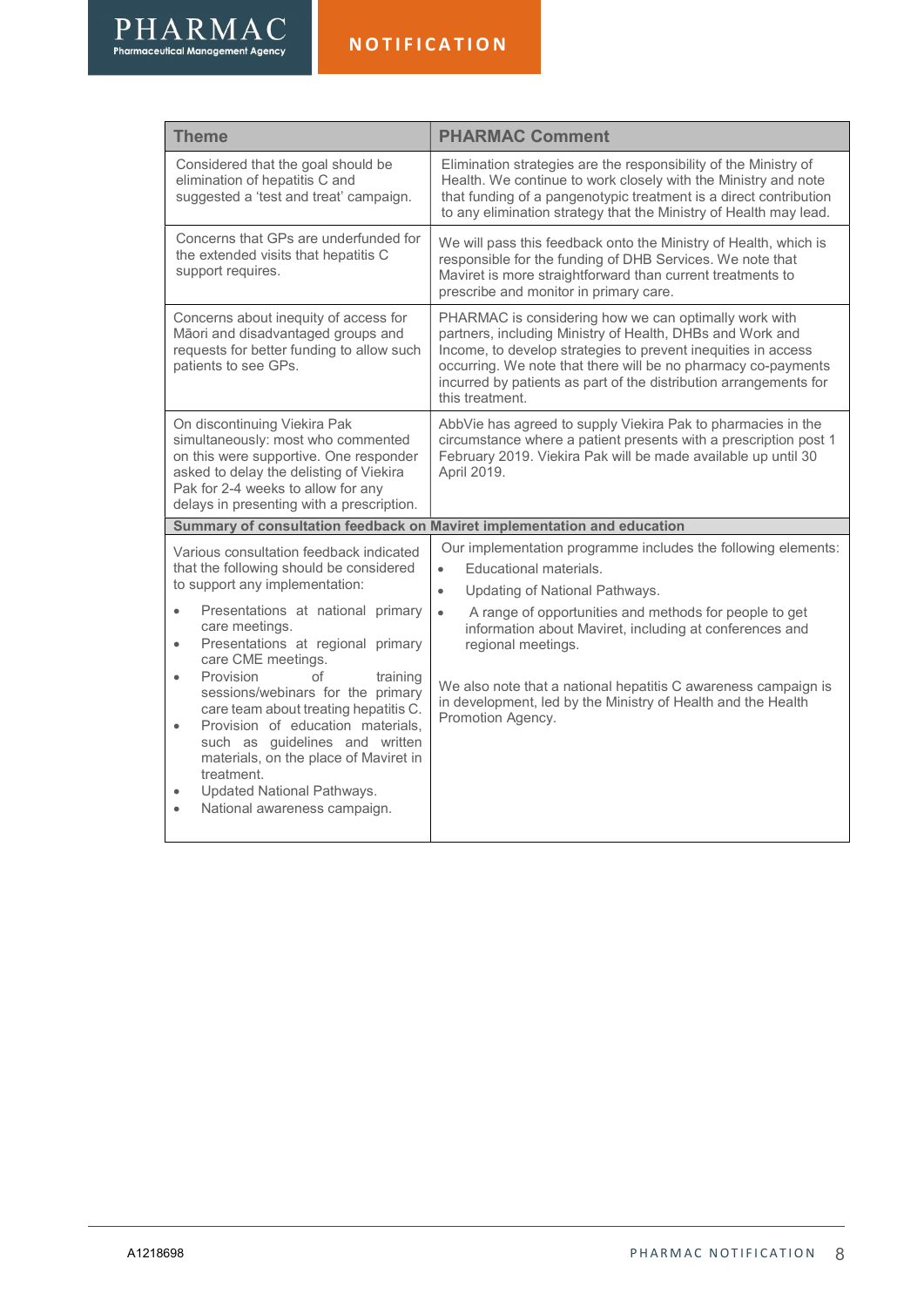| Theme | PHARMAC Comment |
|---|---|
| Considered that the goal should be elimination of hepatitis C and suggested a 'test and treat' campaign. | Elimination strategies are the responsibility of the Ministry of Health. We continue to work closely with the Ministry and note that funding of a pangenotypic treatment is a direct contribution to any elimination strategy that the Ministry of Health may lead. |
| Concerns that GPs are underfunded for the extended visits that hepatitis C support requires. | We will pass this feedback onto the Ministry of Health, which is responsible for the funding of DHB Services. We note that Maviret is more straightforward than current treatments to prescribe and monitor in primary care. |
| Concerns about inequity of access for Māori and disadvantaged groups and requests for better funding to allow such patients to see GPs. | PHARMAC is considering how we can optimally work with partners, including Ministry of Health, DHBs and Work and Income, to develop strategies to prevent inequities in access occurring. We note that there will be no pharmacy co-payments incurred by patients as part of the distribution arrangements for this treatment. |
| On discontinuing Viekira Pak simultaneously: most who commented on this were supportive. One responder asked to delay the delisting of Viekira Pak for 2-4 weeks to allow for any delays in presenting with a prescription. | AbbVie has agreed to supply Viekira Pak to pharmacies in the circumstance where a patient presents with a prescription post 1 February 2019. Viekira Pak will be made available up until 30 April 2019. |
| **Summary of consultation feedback on Maviret implementation and education** | |
| Various consultation feedback indicated that the following should be considered to support any implementation:<br>• Presentations at national primary care meetings.<br>• Presentations at regional primary care CME meetings.<br>• Provision of training sessions/webinars for the primary care team about treating hepatitis C.<br>• Provision of education materials, such as guidelines and written materials, on the place of Maviret in treatment.<br>• Updated National Pathways.<br>• National awareness campaign. | Our implementation programme includes the following elements:<br>• Educational materials.<br>• Updating of National Pathways.<br>• A range of opportunities and methods for people to get information about Maviret, including at conferences and regional meetings.<br><br>We also note that a national hepatitis C awareness campaign is in development, led by the Ministry of Health and the Health Promotion Agency. |

A1218698